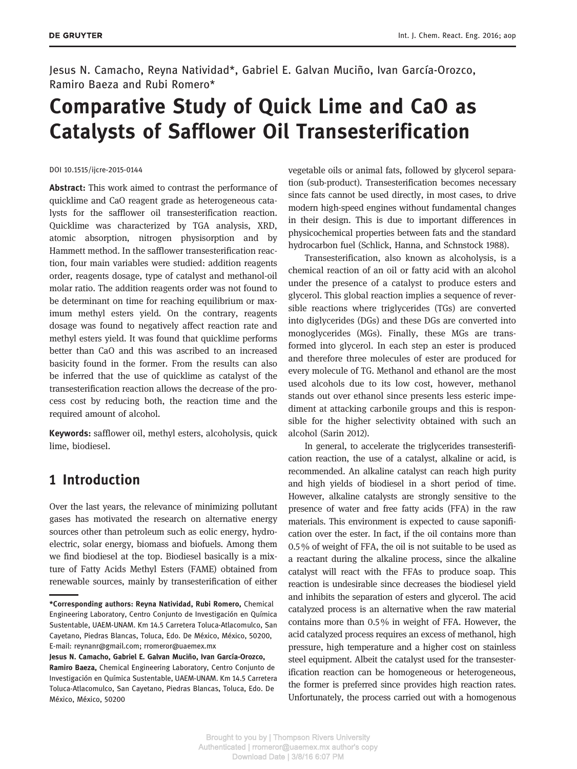Jesus N. Camacho, Reyna Natividad*, Gabriel E. Galvan Muciño, Ivan García-Orozco, Ramiro Baeza and Rubi Romero*

# Comparative Study of Quick Lime and CaO as Catalysts of Safflower Oil Transesterification

DOI 10.1515/ijcre-2015-0144

**Abstract:** This work aimed to contrast the performance of quicklime and CaO reagent grade as heterogeneous catalysts for the safflower oil transesterification reaction. Quicklime was characterized by TGA analysis, XRD, atomic absorption, nitrogen physisorption and by Hammett method. In the safflower transesterification reaction, four main variables were studied: addition reagents order, reagents dosage, type of catalyst and methanol-oil molar ratio. The addition reagents order was not found to be determinant on time for reaching equilibrium or maximum methyl esters yield. On the contrary, reagents dosage was found to negatively affect reaction rate and methyl esters yield. It was found that quicklime performs better than CaO and this was ascribed to an increased basicity found in the former. From the results can also be inferred that the use of quicklime as catalyst of the transesterification reaction allows the decrease of the process cost by reducing both, the reaction time and the required amount of alcohol.

**Keywords:** safflower oil, methyl esters, alcoholysis, quick lime, biodiesel.

## 1 Introduction

Over the last years, the relevance of minimizing pollutant gases has motivated the research on alternative energy sources other than petroleum such as eolic energy, hydroelectric, solar energy, biomass and biofuels. Among them we find biodiesel at the top. Biodiesel basically is a mixture of Fatty Acids Methyl Esters (FAME) obtained from renewable sources, mainly by transesterification of either vegetable oils or animal fats, followed by glycerol separation (sub-product). Transesterification becomes necessary since fats cannot be used directly, in most cases, to drive modern high-speed engines without fundamental changes in their design. This is due to important differences in physicochemical properties between fats and the standard hydrocarbon fuel (Schlick, Hanna, and Schnstock 1988).

Transesterification, also known as alcoholysis, is a chemical reaction of an oil or fatty acid with an alcohol under the presence of a catalyst to produce esters and glycerol. This global reaction implies a sequence of reversible reactions where triglycerides (TGs) are converted into diglycerides (DGs) and these DGs are converted into monoglycerides (MGs). Finally, these MGs are transformed into glycerol. In each step an ester is produced and therefore three molecules of ester are produced for every molecule of TG. Methanol and ethanol are the most used alcohols due to its low cost, however, methanol stands out over ethanol since presents less esteric impediment at attacking carbonile groups and this is responsible for the higher selectivity obtained with such an alcohol (Sarin 2012).

In general, to accelerate the triglycerides transesterification reaction, the use of a catalyst, alkaline or acid, is recommended. An alkaline catalyst can reach high purity and high yields of biodiesel in a short period of time. However, alkaline catalysts are strongly sensitive to the presence of water and free fatty acids (FFA) in the raw materials. This environment is expected to cause saponification over the ester. In fact, if the oil contains more than 0.5 % of weight of FFA, the oil is not suitable to be used as a reactant during the alkaline process, since the alkaline catalyst will react with the FFAs to produce soap. This reaction is undesirable since decreases the biodiesel yield and inhibits the separation of esters and glycerol. The acid catalyzed process is an alternative when the raw material contains more than 0.5 % in weight of FFA. However, the acid catalyzed process requires an excess of methanol, high pressure, high temperature and a higher cost on stainless steel equipment. Albeit the catalyst used for the transesterification reaction can be homogeneous or heterogeneous, the former is preferred since provides high reaction rates. Unfortunately, the process carried out with a homogenous

---

***Corresponding authors: Reyna Natividad, Rubi Romero,** Chemical Engineering Laboratory, Centro Conjunto de Investigación en Química Sustentable, UAEM-UNAM. Km 14.5 Carretera Toluca-Atlacomulco, San Cayetano, Piedras Blancas, Toluca, Edo. De México, México, 50200, E-mail: reynanr@gmail.com; rromeror@uaemex.mx

**Jesus N. Camacho, Gabriel E. Galvan Muciño, Ivan García-Orozco, Ramiro Baeza,** Chemical Engineering Laboratory, Centro Conjunto de Investigación en Química Sustentable, UAEM-UNAM. Km 14.5 Carretera Toluca-Atlacomulco, San Cayetano, Piedras Blancas, Toluca, Edo. De México, México, 50200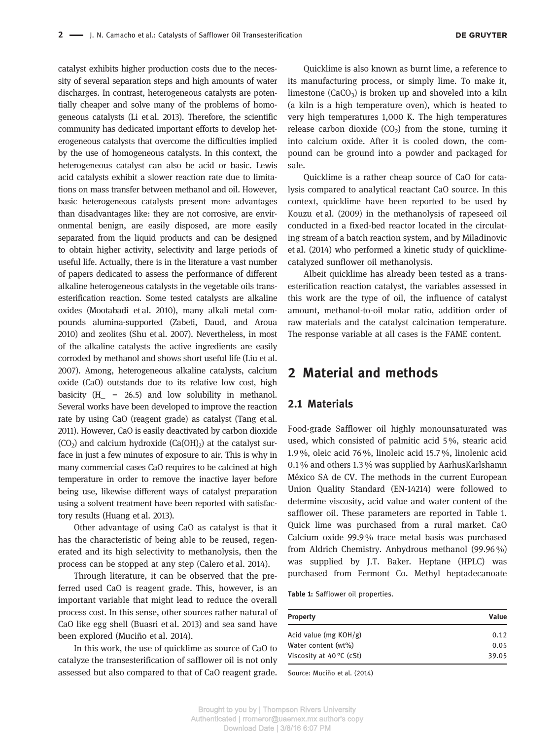catalyst exhibits higher production costs due to the necessity of several separation steps and high amounts of water discharges. In contrast, heterogeneous catalysts are potentially cheaper and solve many of the problems of homogeneous catalysts (Li et al. 2013). Therefore, the scientific community has dedicated important efforts to develop heterogeneous catalysts that overcome the difficulties implied by the use of homogeneous catalysts. In this context, the heterogeneous catalyst can also be acid or basic. Lewis acid catalysts exhibit a slower reaction rate due to limitations on mass transfer between methanol and oil. However, basic heterogeneous catalysts present more advantages than disadvantages like: they are not corrosive, are environmental benign, are easily disposed, are more easily separated from the liquid products and can be designed to obtain higher activity, selectivity and large periods of useful life. Actually, there is in the literature a vast number of papers dedicated to assess the performance of different alkaline heterogeneous catalysts in the vegetable oils transesterification reaction. Some tested catalysts are alkaline oxides (Mootabadi et al. 2010), many alkali metal compounds alumina-supported (Zabeti, Daud, and Aroua 2010) and zeolites (Shu et al. 2007). Nevertheless, in most of the alkaline catalysts the active ingredients are easily corroded by methanol and shows short useful life (Liu et al. 2007). Among, heterogeneous alkaline catalysts, calcium oxide (CaO) outstands due to its relative low cost, high basicity ($H\_ = 26.5$) and low solubility in methanol. Several works have been developed to improve the reaction rate by using CaO (reagent grade) as catalyst (Tang et al. 2011). However, CaO is easily deactivated by carbon dioxide ($CO_2$) and calcium hydroxide ($Ca(OH)_2$) at the catalyst surface in just a few minutes of exposure to air. This is why in many commercial cases CaO requires to be calcined at high temperature in order to remove the inactive layer before being use, likewise different ways of catalyst preparation using a solvent treatment have been reported with satisfactory results (Huang et al. 2013).

Other advantage of using CaO as catalyst is that it has the characteristic of being able to be reused, regenerated and its high selectivity to methanolysis, then the process can be stopped at any step (Calero et al. 2014).

Through literature, it can be observed that the preferred used CaO is reagent grade. This, however, is an important variable that might lead to reduce the overall process cost. In this sense, other sources rather natural of CaO like egg shell (Buasri et al. 2013) and sea sand have been explored (Muciño et al. 2014).

In this work, the use of quicklime as source of CaO to catalyze the transesterification of safflower oil is not only assessed but also compared to that of CaO reagent grade.

Quicklime is also known as burnt lime, a reference to its manufacturing process, or simply lime. To make it, limestone ($CaCO_3$) is broken up and shoveled into a kiln (a kiln is a high temperature oven), which is heated to very high temperatures 1,000 K. The high temperatures release carbon dioxide ($CO_2$) from the stone, turning it into calcium oxide. After it is cooled down, the compound can be ground into a powder and packaged for sale.

Quicklime is a rather cheap source of CaO for catalysis compared to analytical reactant CaO source. In this context, quicklime have been reported to be used by Kouzu et al. (2009) in the methanolysis of rapeseed oil conducted in a fixed-bed reactor located in the circulating stream of a batch reaction system, and by Miladinovic et al. (2014) who performed a kinetic study of quicklime-catalyzed sunflower oil methanolysis.

Albeit quicklime has already been tested as a transesterification reaction catalyst, the variables assessed in this work are the type of oil, the influence of catalyst amount, methanol-to-oil molar ratio, addition order of raw materials and the catalyst calcination temperature. The response variable at all cases is the FAME content.

## 2 Material and methods

### 2.1 Materials

Food-grade Safflower oil highly monounsaturated was used, which consisted of palmitic acid 5 %, stearic acid 1.9 %, oleic acid 76 %, linoleic acid 15.7 %, linolenic acid 0.1 % and others 1.3 % was supplied by AarhusKarlshamn México SA de CV. The methods in the current European Union Quality Standard (EN-14214) were followed to determine viscosity, acid value and water content of the safflower oil. These parameters are reported in Table 1. Quick lime was purchased from a rural market. CaO Calcium oxide 99.9 % trace metal basis was purchased from Aldrich Chemistry. Anhydrous methanol (99.96 %) was supplied by J.T. Baker. Heptane (HPLC) was purchased from Fermont Co. Methyl heptadecanoate

**Table 1:** Safflower oil properties.

| Property | Value |
|---|---|
| Acid value (mg KOH/g) | 0.12 |
| Water content (wt%) | 0.05 |
| Viscosity at 40 °C (cSt) | 39.05 |

Source: Muciño et al. (2014)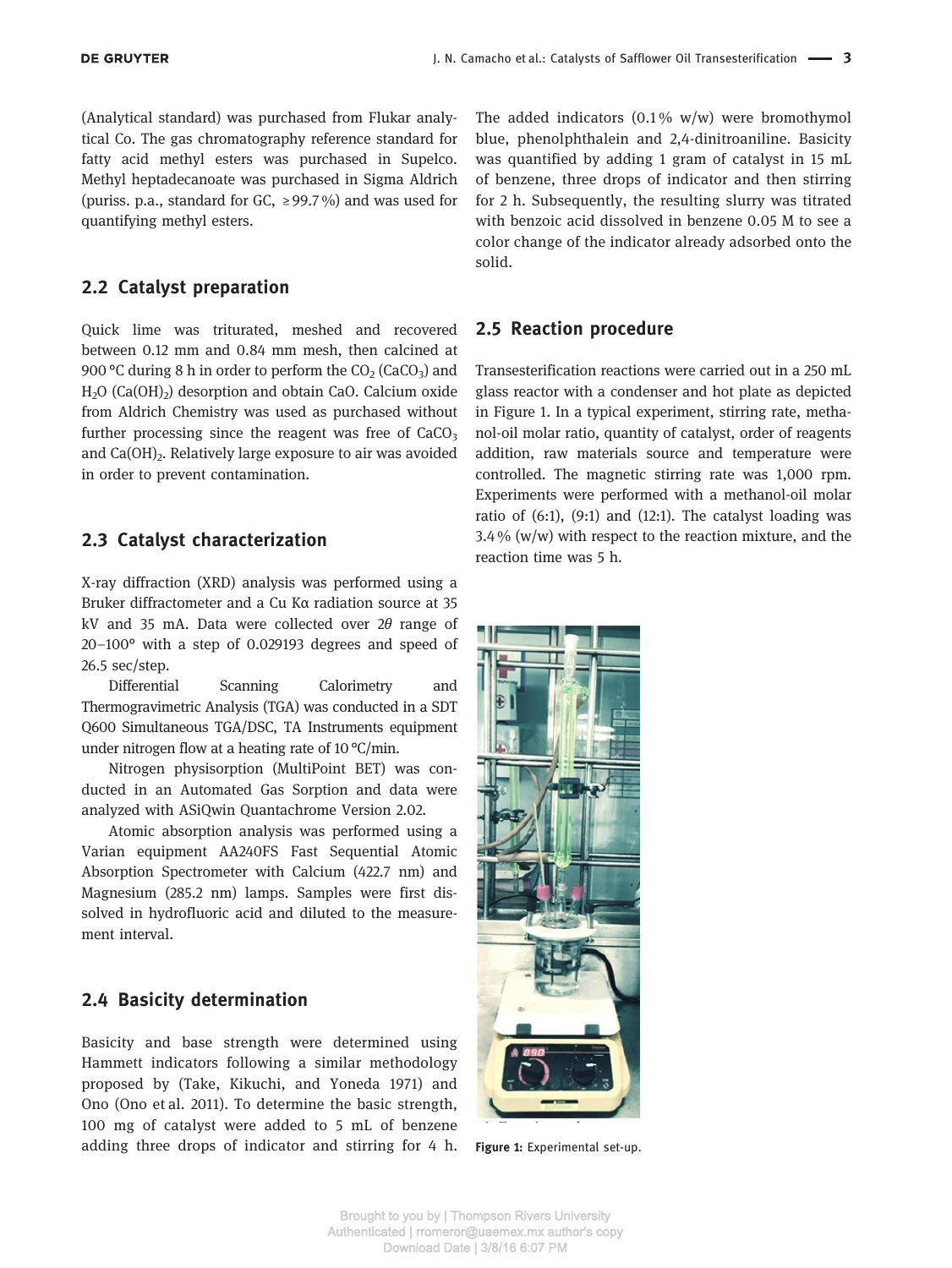(Analytical standard) was purchased from Flukar analytical Co. The gas chromatography reference standard for fatty acid methyl esters was purchased in Supelco. Methyl heptadecanoate was purchased in Sigma Aldrich (puriss. p.a., standard for GC, ≥99.7 %) and was used for quantifying methyl esters.

## 2.2 Catalyst preparation

Quick lime was triturated, meshed and recovered between 0.12 mm and 0.84 mm mesh, then calcined at 900 °C during 8 h in order to perform the $CO_2$ ($CaCO_3$) and $H_2O$ ($Ca(OH)_2$) desorption and obtain CaO. Calcium oxide from Aldrich Chemistry was used as purchased without further processing since the reagent was free of $CaCO_3$ and $Ca(OH)_2$. Relatively large exposure to air was avoided in order to prevent contamination.

## 2.3 Catalyst characterization

X-ray diffraction (XRD) analysis was performed using a Bruker diffractometer and a Cu Kα radiation source at 35 kV and 35 mA. Data were collected over $2\theta$ range of 20–100° with a step of 0.029193 degrees and speed of 26.5 sec/step.

Differential Scanning Calorimetry and Thermogravimetric Analysis (TGA) was conducted in a SDT Q600 Simultaneous TGA/DSC, TA Instruments equipment under nitrogen flow at a heating rate of 10 °C/min.

Nitrogen physisorption (MultiPoint BET) was conducted in an Automated Gas Sorption and data were analyzed with ASiQwin Quantachrome Version 2.02.

Atomic absorption analysis was performed using a Varian equipment AA240FS Fast Sequential Atomic Absorption Spectrometer with Calcium (422.7 nm) and Magnesium (285.2 nm) lamps. Samples were first dissolved in hydrofluoric acid and diluted to the measurement interval.

## 2.4 Basicity determination

Basicity and base strength were determined using Hammett indicators following a similar methodology proposed by (Take, Kikuchi, and Yoneda 1971) and Ono (Ono et al. 2011). To determine the basic strength, 100 mg of catalyst were added to 5 mL of benzene adding three drops of indicator and stirring for 4 h. The added indicators (0.1 % w/w) were bromothymol blue, phenolphthalein and 2,4-dinitroaniline. Basicity was quantified by adding 1 gram of catalyst in 15 mL of benzene, three drops of indicator and then stirring for 2 h. Subsequently, the resulting slurry was titrated with benzoic acid dissolved in benzene 0.05 M to see a color change of the indicator already adsorbed onto the solid.

## 2.5 Reaction procedure

Transesterification reactions were carried out in a 250 mL glass reactor with a condenser and hot plate as depicted in Figure 1. In a typical experiment, stirring rate, methanol-oil molar ratio, quantity of catalyst, order of reagents addition, raw materials source and temperature were controlled. The magnetic stirring rate was 1,000 rpm. Experiments were performed with a methanol-oil molar ratio of (6:1), (9:1) and (12:1). The catalyst loading was 3.4 % (w/w) with respect to the reaction mixture, and the reaction time was 5 h.

**Figure 1:** Experimental set-up.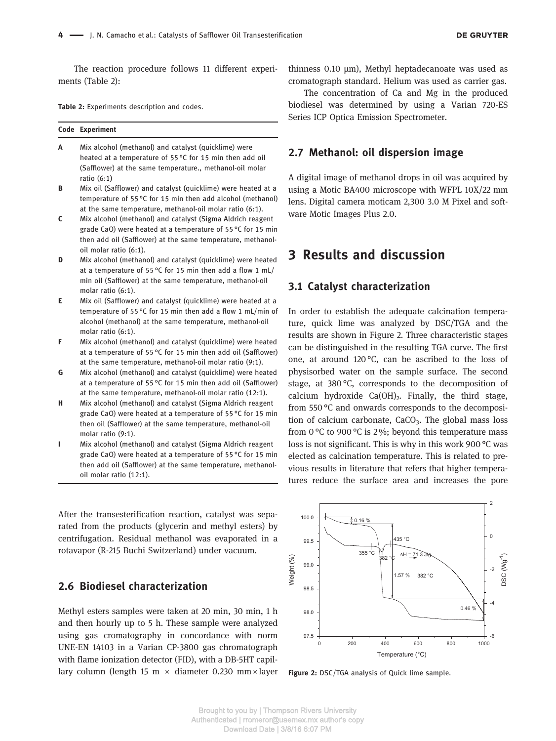The reaction procedure follows 11 different experiments (Table 2):

**Table 2:** Experiments description and codes.

| Code | Experiment |
|---|---|
| **A** | Mix alcohol (methanol) and catalyst (quicklime) were heated at a temperature of 55 °C for 15 min then add oil (Safflower) at the same temperature., methanol-oil molar ratio (6:1) |
| **B** | Mix oil (Safflower) and catalyst (quicklime) were heated at a temperature of 55 °C for 15 min then add alcohol (methanol) at the same temperature, methanol-oil molar ratio (6:1). |
| **C** | Mix alcohol (methanol) and catalyst (Sigma Aldrich reagent grade CaO) were heated at a temperature of 55 °C for 15 min then add oil (Safflower) at the same temperature, methanol-oil molar ratio (6:1). |
| **D** | Mix alcohol (methanol) and catalyst (quicklime) were heated at a temperature of 55 °C for 15 min then add a flow 1 mL/min oil (Safflower) at the same temperature, methanol-oil molar ratio (6:1). |
| **E** | Mix oil (Safflower) and catalyst (quicklime) were heated at a temperature of 55 °C for 15 min then add a flow 1 mL/min of alcohol (methanol) at the same temperature, methanol-oil molar ratio (6:1). |
| **F** | Mix alcohol (methanol) and catalyst (quicklime) were heated at a temperature of 55 °C for 15 min then add oil (Safflower) at the same temperature, methanol-oil molar ratio (9:1). |
| **G** | Mix alcohol (methanol) and catalyst (quicklime) were heated at a temperature of 55 °C for 15 min then add oil (Safflower) at the same temperature, methanol-oil molar ratio (12:1). |
| **H** | Mix alcohol (methanol) and catalyst (Sigma Aldrich reagent grade CaO) were heated at a temperature of 55 °C for 15 min then oil (Safflower) at the same temperature, methanol-oil molar ratio (9:1). |
| **I** | Mix alcohol (methanol) and catalyst (Sigma Aldrich reagent grade CaO) were heated at a temperature of 55 °C for 15 min then add oil (Safflower) at the same temperature, methanol-oil molar ratio (12:1). |

After the transesterification reaction, catalyst was separated from the products (glycerin and methyl esters) by centrifugation. Residual methanol was evaporated in a rotavapor (R-215 Buchi Switzerland) under vacuum.

### 2.6 Biodiesel characterization

Methyl esters samples were taken at 20 min, 30 min, 1 h and then hourly up to 5 h. These sample were analyzed using gas cromatography in concordance with norm UNE-EN 14103 in a Varian CP-3800 gas chromatograph with flame ionization detector (FID), with a DB-5HT capillary column (length 15 m × diameter 0.230 mm × layer thinness 0.10 μm), Methyl heptadecanoate was used as cromatograph standard. Helium was used as carrier gas.

The concentration of Ca and Mg in the produced biodiesel was determined by using a Varian 720-ES Series ICP Optica Emission Spectrometer.

### 2.7 Methanol: oil dispersion image

A digital image of methanol drops in oil was acquired by using a Motic BA400 microscope with WFPL 10X/22 mm lens. Digital camera moticam 2,300 3.0 M Pixel and software Motic Images Plus 2.0.

## 3 Results and discussion

### 3.1 Catalyst characterization

In order to establish the adequate calcination temperature, quick lime was analyzed by DSC/TGA and the results are shown in Figure 2. Three characteristic stages can be distinguished in the resulting TGA curve. The first one, at around 120 °C, can be ascribed to the loss of physisorbed water on the sample surface. The second stage, at 380 °C, corresponds to the decomposition of calcium hydroxide $Ca(OH)_2$. Finally, the third stage, from 550 °C and onwards corresponds to the decomposition of calcium carbonate, $CaCO_3$. The global mass loss from 0 °C to 900 °C is 2%; beyond this temperature mass loss is not significant. This is why in this work 900 °C was elected as calcination temperature. This is related to previous results in literature that refers that higher temperatures reduce the surface area and increases the pore

Figure 2: DSC/TGA analysis of Quick lime sample.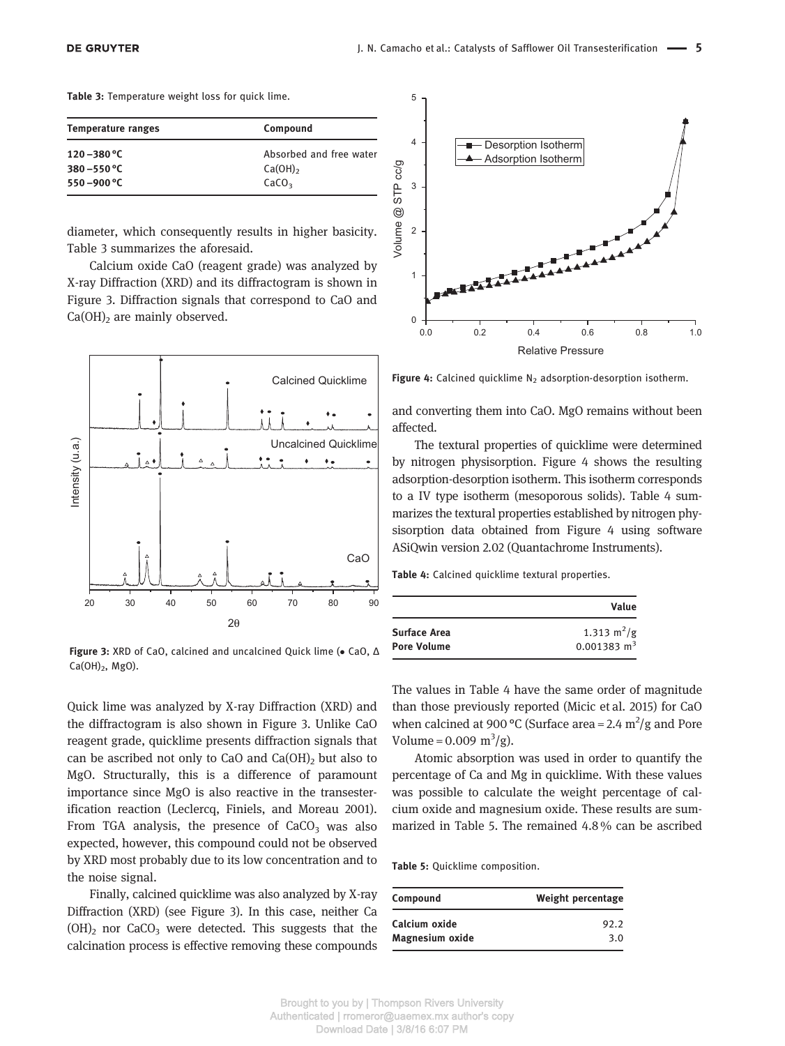**Table 3:** Temperature weight loss for quick lime.

| Temperature ranges | Compound |
|---|---|
| 120–380 °C | Absorbed and free water |
| 380–550 °C | $Ca(OH)_2$ |
| 550–900 °C | $CaCO_3$ |

diameter, which consequently results in higher basicity. Table 3 summarizes the aforesaid.

Calcium oxide CaO (reagent grade) was analyzed by X-ray Diffraction (XRD) and its diffractogram is shown in Figure 3. Diffraction signals that correspond to CaO and $Ca(OH)_2$ are mainly observed.

**Figure 3:** XRD of CaO, calcined and uncalcined Quick lime (● CaO, Δ $Ca(OH)_2$, MgO).

Quick lime was analyzed by X-ray Diffraction (XRD) and the diffractogram is also shown in Figure 3. Unlike CaO reagent grade, quicklime presents diffraction signals that can be ascribed not only to CaO and $Ca(OH)_2$ but also to MgO. Structurally, this is a difference of paramount importance since MgO is also reactive in the transesterification reaction (Leclercq, Finiels, and Moreau 2001). From TGA analysis, the presence of $CaCO_3$ was also expected, however, this compound could not be observed by XRD most probably due to its low concentration and to the noise signal.

Finally, calcined quicklime was also analyzed by X-ray Diffraction (XRD) (see Figure 3). In this case, neither $Ca(OH)_2$ nor $CaCO_3$ were detected. This suggests that the calcination process is effective removing these compounds and converting them into CaO. MgO remains without been affected.

**Figure 4:** Calcined quicklime $N_2$ adsorption-desorption isotherm.

The textural properties of quicklime were determined by nitrogen physisorption. Figure 4 shows the resulting adsorption-desorption isotherm. This isotherm corresponds to a IV type isotherm (mesoporous solids). Table 4 summarizes the textural properties established by nitrogen physisorption data obtained from Figure 4 using software ASiQwin version 2.02 (Quantachrome Instruments).

**Table 4:** Calcined quicklime textural properties.

| | Value |
|---|---|
| **Surface Area** | 1.313 $m^2/g$ |
| **Pore Volume** | 0.001383 $m^3$ |

The values in Table 4 have the same order of magnitude than those previously reported (Micic et al. 2015) for CaO when calcined at 900 °C (Surface area = 2.4 $m^2/g$ and Pore Volume = 0.009 $m^3/g$).

Atomic absorption was used in order to quantify the percentage of Ca and Mg in quicklime. With these values was possible to calculate the weight percentage of calcium oxide and magnesium oxide. These results are summarized in Table 5. The remained 4.8 % can be ascribed

**Table 5:** Quicklime composition.

| Compound | Weight percentage |
|---|---|
| **Calcium oxide** | 92.2 |
| **Magnesium oxide** | 3.0 |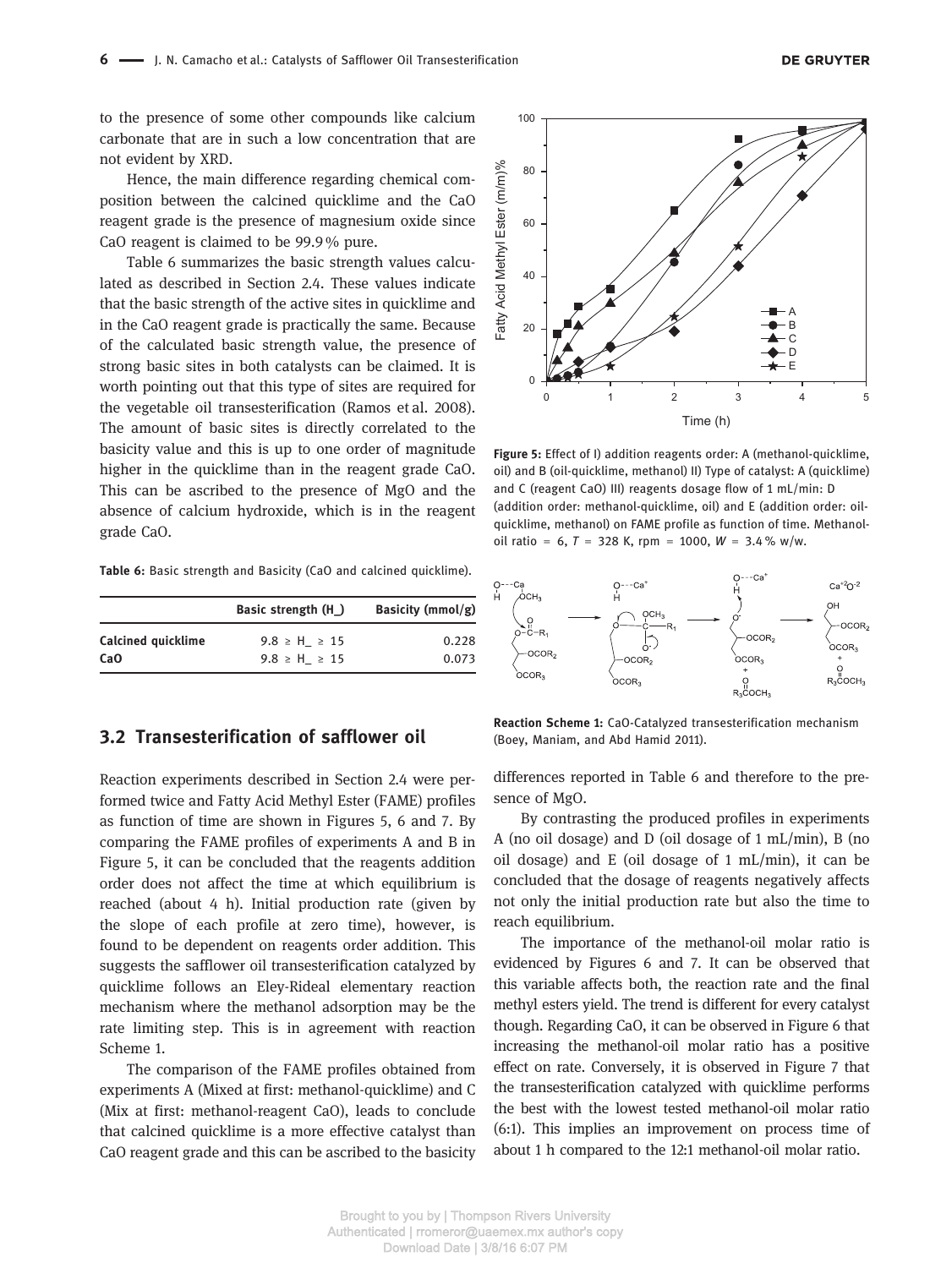to the presence of some other compounds like calcium carbonate that are in such a low concentration that are not evident by XRD.

Hence, the main difference regarding chemical composition between the calcined quicklime and the CaO reagent grade is the presence of magnesium oxide since CaO reagent is claimed to be 99.9 % pure.

Table 6 summarizes the basic strength values calculated as described in Section 2.4. These values indicate that the basic strength of the active sites in quicklime and in the CaO reagent grade is practically the same. Because of the calculated basic strength value, the presence of strong basic sites in both catalysts can be claimed. It is worth pointing out that this type of sites are required for the vegetable oil transesterification (Ramos et al. 2008). The amount of basic sites is directly correlated to the basicity value and this is up to one order of magnitude higher in the quicklime than in the reagent grade CaO. This can be ascribed to the presence of MgO and the absence of calcium hydroxide, which is in the reagent grade CaO.

**Table 6:** Basic strength and Basicity (CaO and calcined quicklime).

| | Basic strength (H_) | Basicity (mmol/g) |
|---|---|---|
| **Calcined quicklime** | $9.8 \geq H\_ \geq 15$ | 0.228 |
| **CaO** | $9.8 \geq H\_ \geq 15$ | 0.073 |

**Figure 5:** Effect of I) addition reagents order: A (methanol-quicklime, oil) and B (oil-quicklime, methanol) II) Type of catalyst: A (quicklime) and C (reagent CaO) III) reagents dosage flow of 1 mL/min: D (addition order: methanol-quicklime, oil) and E (addition order: oil-quicklime, methanol) on FAME profile as function of time. Methanol-oil ratio = 6, $T$ = 328 K, rpm = 1000, $W$ = 3.4 % w/w.

**Reaction Scheme 1:** CaO-Catalyzed transesterification mechanism (Boey, Maniam, and Abd Hamid 2011).

## 3.2 Transesterification of safflower oil

Reaction experiments described in Section 2.4 were performed twice and Fatty Acid Methyl Ester (FAME) profiles as function of time are shown in Figures 5, 6 and 7. By comparing the FAME profiles of experiments A and B in Figure 5, it can be concluded that the reagents addition order does not affect the time at which equilibrium is reached (about 4 h). Initial production rate (given by the slope of each profile at zero time), however, is found to be dependent on reagents order addition. This suggests the safflower oil transesterification catalyzed by quicklime follows an Eley-Rideal elementary reaction mechanism where the methanol adsorption may be the rate limiting step. This is in agreement with reaction Scheme 1.

The comparison of the FAME profiles obtained from experiments A (Mixed at first: methanol-quicklime) and C (Mix at first: methanol-reagent CaO), leads to conclude that calcined quicklime is a more effective catalyst than CaO reagent grade and this can be ascribed to the basicity differences reported in Table 6 and therefore to the presence of MgO.

By contrasting the produced profiles in experiments A (no oil dosage) and D (oil dosage of 1 mL/min), B (no oil dosage) and E (oil dosage of 1 mL/min), it can be concluded that the dosage of reagents negatively affects not only the initial production rate but also the time to reach equilibrium.

The importance of the methanol-oil molar ratio is evidenced by Figures 6 and 7. It can be observed that this variable affects both, the reaction rate and the final methyl esters yield. The trend is different for every catalyst though. Regarding CaO, it can be observed in Figure 6 that increasing the methanol-oil molar ratio has a positive effect on rate. Conversely, it is observed in Figure 7 that the transesterification catalyzed with quicklime performs the best with the lowest tested methanol-oil molar ratio (6:1). This implies an improvement on process time of about 1 h compared to the 12:1 methanol-oil molar ratio.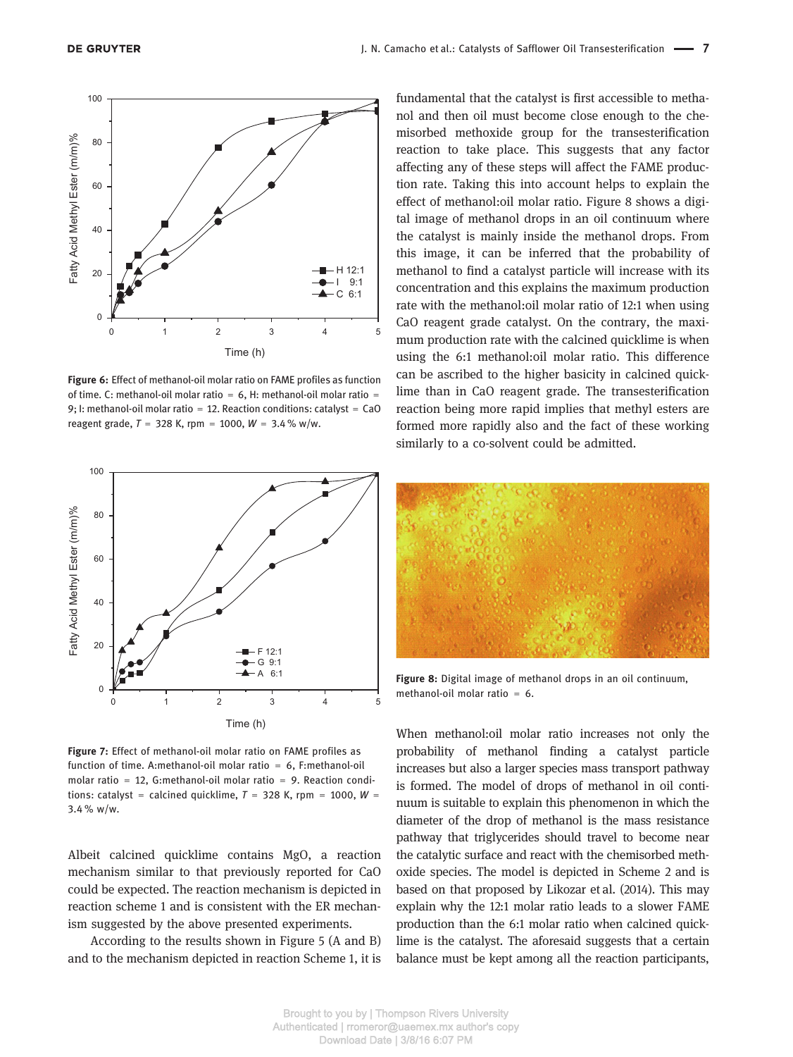Figure 6: Effect of methanol-oil molar ratio on FAME profiles as function of time. C: methanol-oil molar ratio = 6, H: methanol-oil molar ratio = 9; I: methanol-oil molar ratio = 12. Reaction conditions: catalyst = CaO reagent grade, $T$ = 328 K, rpm = 1000, $W$ = 3.4 % w/w.

Figure 7: Effect of methanol-oil molar ratio on FAME profiles as function of time. A:methanol-oil molar ratio = 6, F:methanol-oil molar ratio = 12, G:methanol-oil molar ratio = 9. Reaction conditions: catalyst = calcined quicklime, $T$ = 328 K, rpm = 1000, $W$ = 3.4 % w/w.

Albeit calcined quicklime contains MgO, a reaction mechanism similar to that previously reported for CaO could be expected. The reaction mechanism is depicted in reaction scheme 1 and is consistent with the ER mechanism suggested by the above presented experiments.

According to the results shown in Figure 5 (A and B) and to the mechanism depicted in reaction Scheme 1, it is fundamental that the catalyst is first accessible to methanol and then oil must become close enough to the chemisorbed methoxide group for the transesterification reaction to take place. This suggests that any factor affecting any of these steps will affect the FAME production rate. Taking this into account helps to explain the effect of methanol:oil molar ratio. Figure 8 shows a digital image of methanol drops in an oil continuum where the catalyst is mainly inside the methanol drops. From this image, it can be inferred that the probability of methanol to find a catalyst particle will increase with its concentration and this explains the maximum production rate with the methanol:oil molar ratio of 12:1 when using CaO reagent grade catalyst. On the contrary, the maximum production rate with the calcined quicklime is when using the 6:1 methanol:oil molar ratio. This difference can be ascribed to the higher basicity in calcined quicklime than in CaO reagent grade. The transesterification reaction being more rapid implies that methyl esters are formed more rapidly also and the fact of these working similarly to a co-solvent could be admitted.

Figure 8: Digital image of methanol drops in an oil continuum, methanol-oil molar ratio = 6.

When methanol:oil molar ratio increases not only the probability of methanol finding a catalyst particle increases but also a larger species mass transport pathway is formed. The model of drops of methanol in oil continuum is suitable to explain this phenomenon in which the diameter of the drop of methanol is the mass resistance pathway that triglycerides should travel to become near the catalytic surface and react with the chemisorbed methoxide species. The model is depicted in Scheme 2 and is based on that proposed by Likozar et al. (2014). This may explain why the 12:1 molar ratio leads to a slower FAME production than the 6:1 molar ratio when calcined quicklime is the catalyst. The aforesaid suggests that a certain balance must be kept among all the reaction participants,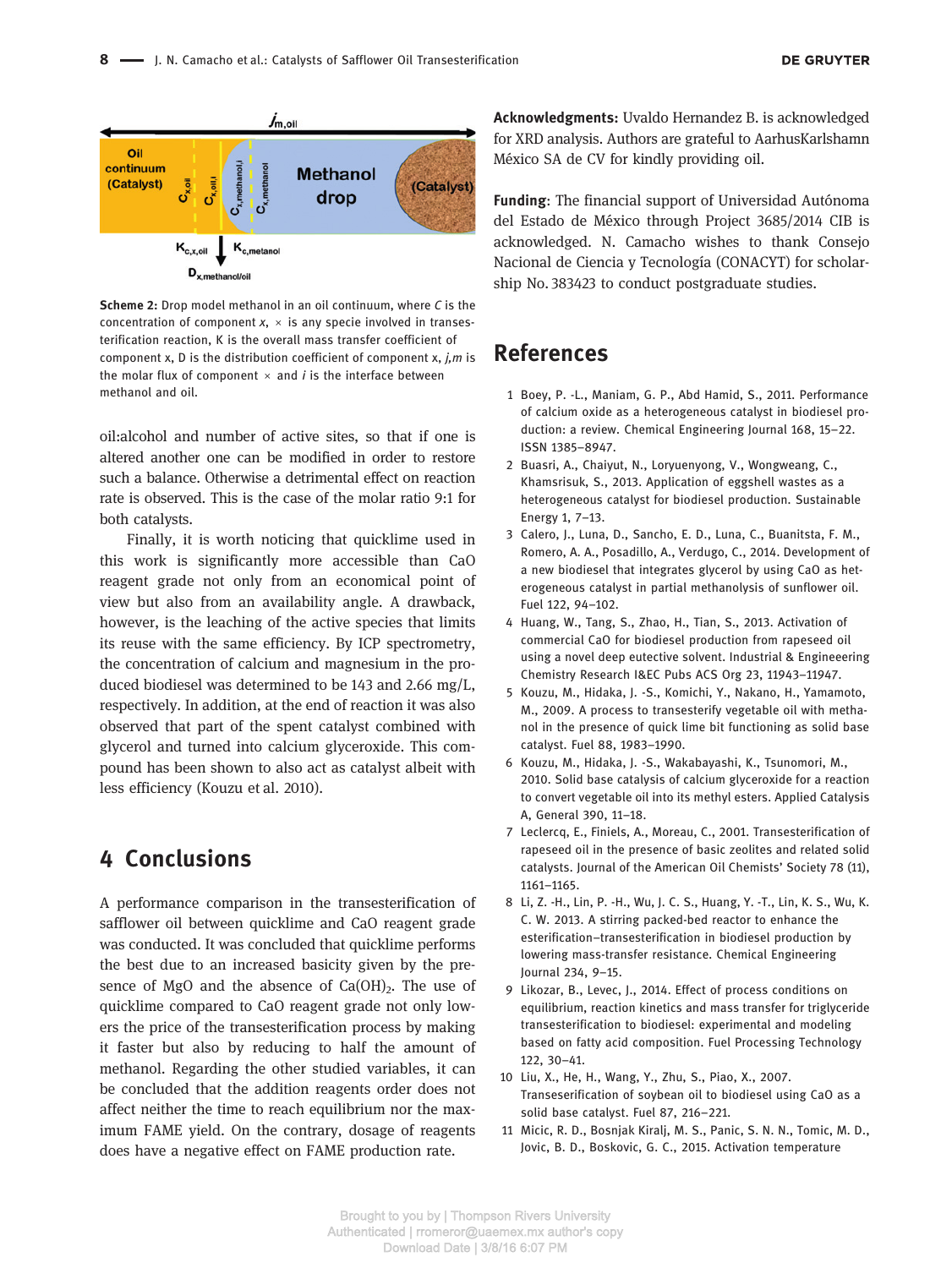**Scheme 2:** Drop model methanol in an oil continuum, where $C$ is the concentration of component $x$, × is any specie involved in transesterification reaction, K is the overall mass transfer coefficient of component x, D is the distribution coefficient of component x, $j,m$ is the molar flux of component × and $i$ is the interface between methanol and oil.

oil:alcohol and number of active sites, so that if one is altered another one can be modified in order to restore such a balance. Otherwise a detrimental effect on reaction rate is observed. This is the case of the molar ratio 9:1 for both catalysts.

Finally, it is worth noticing that quicklime used in this work is significantly more accessible than CaO reagent grade not only from an economical point of view but also from an availability angle. A drawback, however, is the leaching of the active species that limits its reuse with the same efficiency. By ICP spectrometry, the concentration of calcium and magnesium in the produced biodiesel was determined to be 143 and 2.66 mg/L, respectively. In addition, at the end of reaction it was also observed that part of the spent catalyst combined with glycerol and turned into calcium glyceroxide. This compound has been shown to also act as catalyst albeit with less efficiency (Kouzu et al. 2010).

## 4 Conclusions

A performance comparison in the transesterification of safflower oil between quicklime and CaO reagent grade was conducted. It was concluded that quicklime performs the best due to an increased basicity given by the presence of MgO and the absence of $Ca(OH)_2$. The use of quicklime compared to CaO reagent grade not only lowers the price of the transesterification process by making it faster but also by reducing to half the amount of methanol. Regarding the other studied variables, it can be concluded that the addition reagents order does not affect neither the time to reach equilibrium nor the maximum FAME yield. On the contrary, dosage of reagents does have a negative effect on FAME production rate.

**Acknowledgments:** Uvaldo Hernandez B. is acknowledged for XRD analysis. Authors are grateful to AarhusKarlshamn México SA de CV for kindly providing oil.

**Funding**: The financial support of Universidad Autónoma del Estado de México through Project 3685/2014 CIB is acknowledged. N. Camacho wishes to thank Consejo Nacional de Ciencia y Tecnología (CONACYT) for scholarship No. 383423 to conduct postgraduate studies.

## References

1 Boey, P. -L., Maniam, G. P., Abd Hamid, S., 2011. Performance of calcium oxide as a heterogeneous catalyst in biodiesel production: a review. Chemical Engineering Journal 168, 15–22. ISSN 1385–8947.

2 Buasri, A., Chaiyut, N., Loryuenyong, V., Wongweang, C., Khamsrisuk, S., 2013. Application of eggshell wastes as a heterogeneous catalyst for biodiesel production. Sustainable Energy 1, 7–13.

3 Calero, J., Luna, D., Sancho, E. D., Luna, C., Buanitsta, F. M., Romero, A. A., Posadillo, A., Verdugo, C., 2014. Development of a new biodiesel that integrates glycerol by using CaO as heterogeneous catalyst in partial methanolysis of sunflower oil. Fuel 122, 94–102.

4 Huang, W., Tang, S., Zhao, H., Tian, S., 2013. Activation of commercial CaO for biodiesel production from rapeseed oil using a novel deep eutective solvent. Industrial & Engineeering Chemistry Research I&EC Pubs ACS Org 23, 11943–11947.

5 Kouzu, M., Hidaka, J. -S., Komichi, Y., Nakano, H., Yamamoto, M., 2009. A process to transesterify vegetable oil with methanol in the presence of quick lime bit functioning as solid base catalyst. Fuel 88, 1983–1990.

6 Kouzu, M., Hidaka, J. -S., Wakabayashi, K., Tsunomori, M., 2010. Solid base catalysis of calcium glyceroxide for a reaction to convert vegetable oil into its methyl esters. Applied Catalysis A, General 390, 11–18.

7 Leclercq, E., Finiels, A., Moreau, C., 2001. Transesterification of rapeseed oil in the presence of basic zeolites and related solid catalysts. Journal of the American Oil Chemists' Society 78 (11), 1161–1165.

8 Li, Z. -H., Lin, P. -H., Wu, J. C. S., Huang, Y. -T., Lin, K. S., Wu, K. C. W. 2013. A stirring packed-bed reactor to enhance the esterification–transesterification in biodiesel production by lowering mass-transfer resistance. Chemical Engineering Journal 234, 9–15.

9 Likozar, B., Levec, J., 2014. Effect of process conditions on equilibrium, reaction kinetics and mass transfer for triglyceride transesterification to biodiesel: experimental and modeling based on fatty acid composition. Fuel Processing Technology 122, 30–41.

10 Liu, X., He, H., Wang, Y., Zhu, S., Piao, X., 2007. Transesterification of soybean oil to biodiesel using CaO as a solid base catalyst. Fuel 87, 216–221.

11 Micic, R. D., Bosnjak Kiralj, M. S., Panic, S. N. N., Tomic, M. D., Jovic, B. D., Boskovic, G. C., 2015. Activation temperature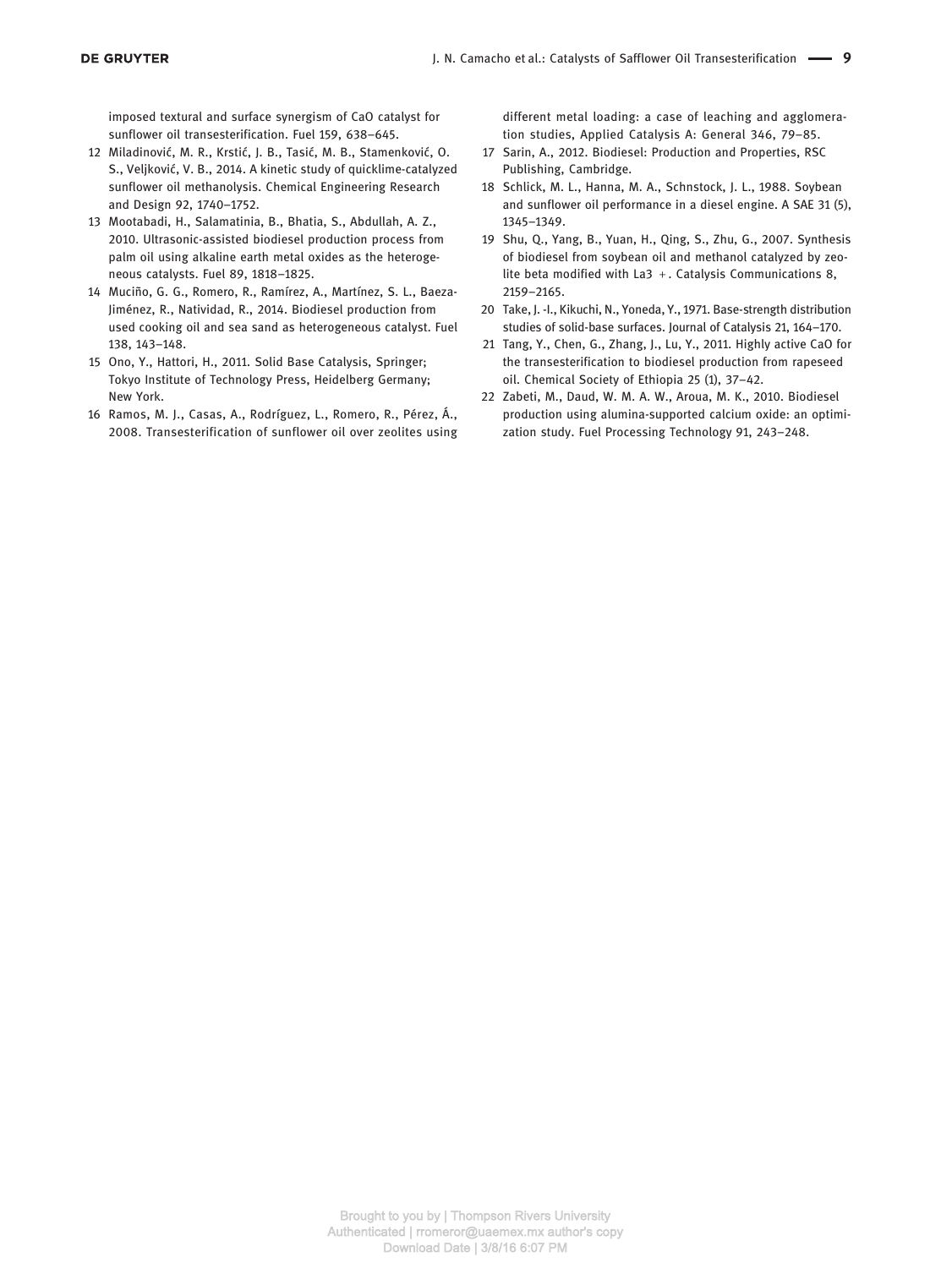imposed textural and surface synergism of CaO catalyst for sunflower oil transesterification. Fuel 159, 638–645.

12 Miladinović, M. R., Krstić, J. B., Tasić, M. B., Stamenković, O. S., Veljković, V. B., 2014. A kinetic study of quicklime-catalyzed sunflower oil methanolysis. Chemical Engineering Research and Design 92, 1740–1752.

13 Mootabadi, H., Salamatinia, B., Bhatia, S., Abdullah, A. Z., 2010. Ultrasonic-assisted biodiesel production process from palm oil using alkaline earth metal oxides as the heterogeneous catalysts. Fuel 89, 1818–1825.

14 Muciño, G. G., Romero, R., Ramírez, A., Martínez, S. L., Baeza-Jiménez, R., Natividad, R., 2014. Biodiesel production from used cooking oil and sea sand as heterogeneous catalyst. Fuel 138, 143–148.

15 Ono, Y., Hattori, H., 2011. Solid Base Catalysis, Springer; Tokyo Institute of Technology Press, Heidelberg Germany; New York.

16 Ramos, M. J., Casas, A., Rodríguez, L., Romero, R., Pérez, Á., 2008. Transesterification of sunflower oil over zeolites using different metal loading: a case of leaching and agglomeration studies, Applied Catalysis A: General 346, 79–85.

17 Sarin, A., 2012. Biodiesel: Production and Properties, RSC Publishing, Cambridge.

18 Schlick, M. L., Hanna, M. A., Schnstock, J. L., 1988. Soybean and sunflower oil performance in a diesel engine. A SAE 31 (5), 1345–1349.

19 Shu, Q., Yang, B., Yuan, H., Qing, S., Zhu, G., 2007. Synthesis of biodiesel from soybean oil and methanol catalyzed by zeolite beta modified with La3 +. Catalysis Communications 8, 2159–2165.

20 Take, J. -I., Kikuchi, N., Yoneda, Y., 1971. Base-strength distribution studies of solid-base surfaces. Journal of Catalysis 21, 164–170.

21 Tang, Y., Chen, G., Zhang, J., Lu, Y., 2011. Highly active CaO for the transesterification to biodiesel production from rapeseed oil. Chemical Society of Ethiopia 25 (1), 37–42.

22 Zabeti, M., Daud, W. M. A. W., Aroua, M. K., 2010. Biodiesel production using alumina-supported calcium oxide: an optimization study. Fuel Processing Technology 91, 243–248.